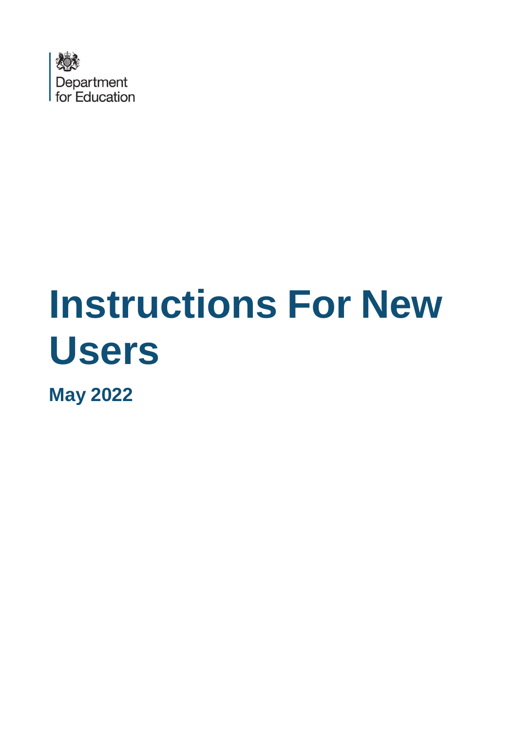Department for Education

# Instructions For New Users

**May 2022**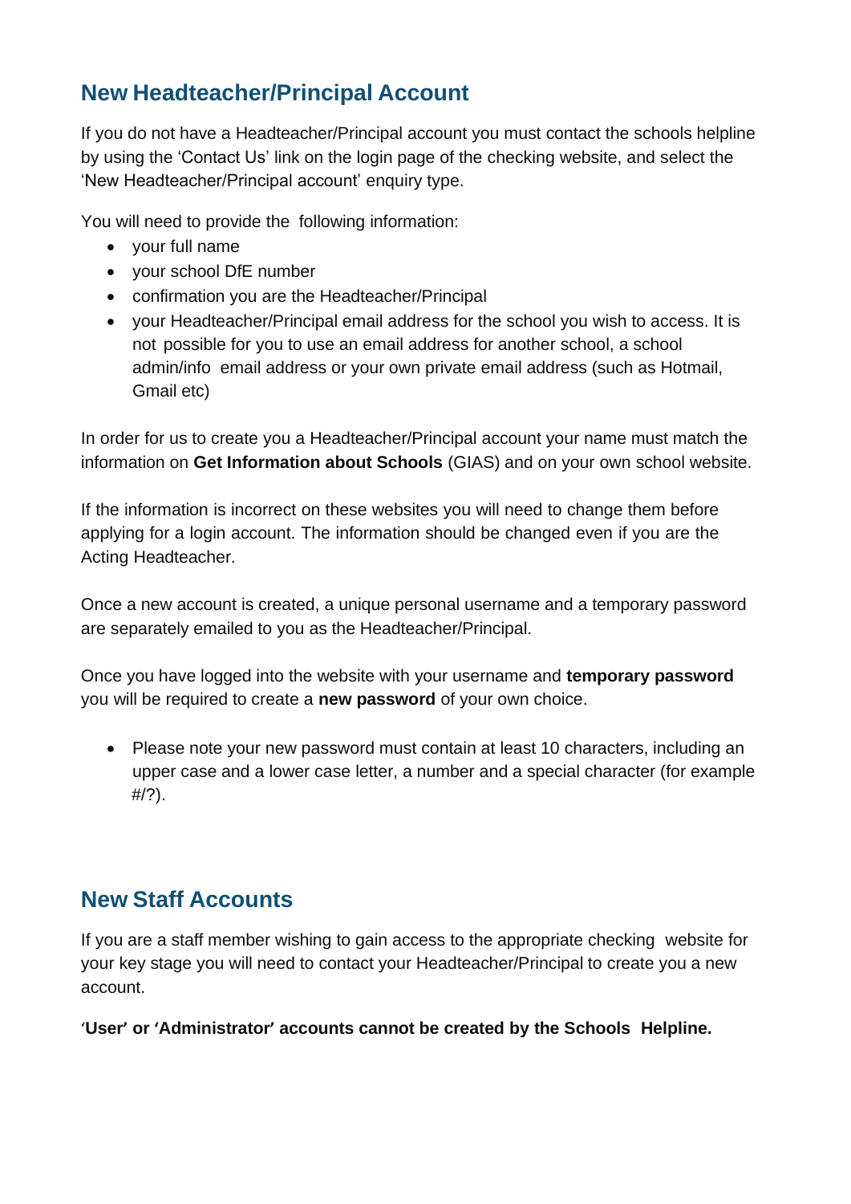## New Headteacher/Principal Account

If you do not have a Headteacher/Principal account you must contact the schools helpline by using the 'Contact Us' link on the login page of the checking website, and select the 'New Headteacher/Principal account' enquiry type.

You will need to provide the following information:

- your full name
- your school DfE number
- confirmation you are the Headteacher/Principal
- your Headteacher/Principal email address for the school you wish to access. It is not possible for you to use an email address for another school, a school admin/info email address or your own private email address (such as Hotmail, Gmail etc)

In order for us to create you a Headteacher/Principal account your name must match the information on **Get Information about Schools** (GIAS) and on your own school website.

If the information is incorrect on these websites you will need to change them before applying for a login account. The information should be changed even if you are the Acting Headteacher.

Once a new account is created, a unique personal username and a temporary password are separately emailed to you as the Headteacher/Principal.

Once you have logged into the website with your username and **temporary password** you will be required to create a **new password** of your own choice.

- Please note your new password must contain at least 10 characters, including an upper case and a lower case letter, a number and a special character (for example #/?).

## New Staff Accounts

If you are a staff member wishing to gain access to the appropriate checking website for your key stage you will need to contact your Headteacher/Principal to create you a new account.

**'User' or 'Administrator' accounts cannot be created by the Schools Helpline.**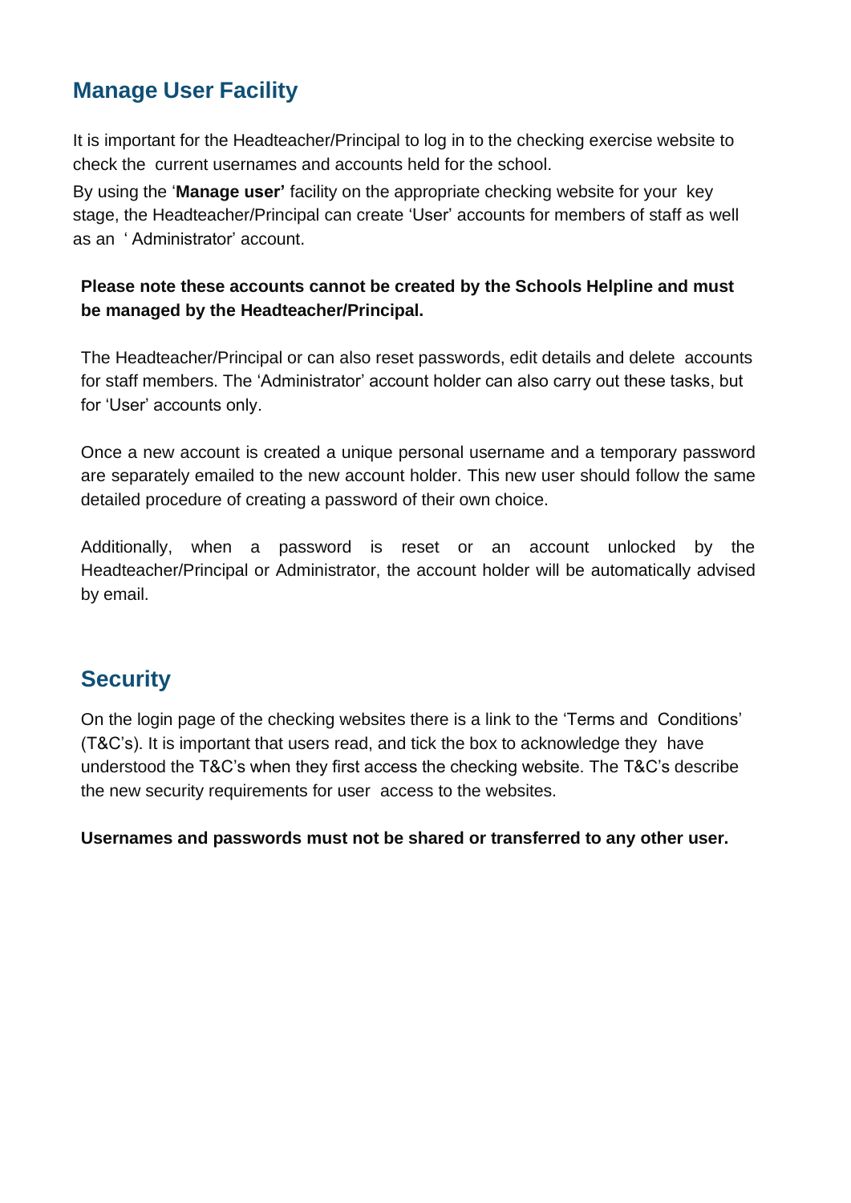## Manage User Facility

It is important for the Headteacher/Principal to log in to the checking exercise website to check the current usernames and accounts held for the school.

By using the '**Manage user'** facility on the appropriate checking website for your key stage, the Headteacher/Principal can create 'User' accounts for members of staff as well as an ' Administrator' account.

**Please note these accounts cannot be created by the Schools Helpline and must be managed by the Headteacher/Principal.**

The Headteacher/Principal or can also reset passwords, edit details and delete accounts for staff members. The 'Administrator' account holder can also carry out these tasks, but for 'User' accounts only.

Once a new account is created a unique personal username and a temporary password are separately emailed to the new account holder. This new user should follow the same detailed procedure of creating a password of their own choice.

Additionally, when a password is reset or an account unlocked by the Headteacher/Principal or Administrator, the account holder will be automatically advised by email.

## Security

On the login page of the checking websites there is a link to the 'Terms and Conditions' (T&C's). It is important that users read, and tick the box to acknowledge they have understood the T&C's when they first access the checking website. The T&C's describe the new security requirements for user access to the websites.

**Usernames and passwords must not be shared or transferred to any other user.**